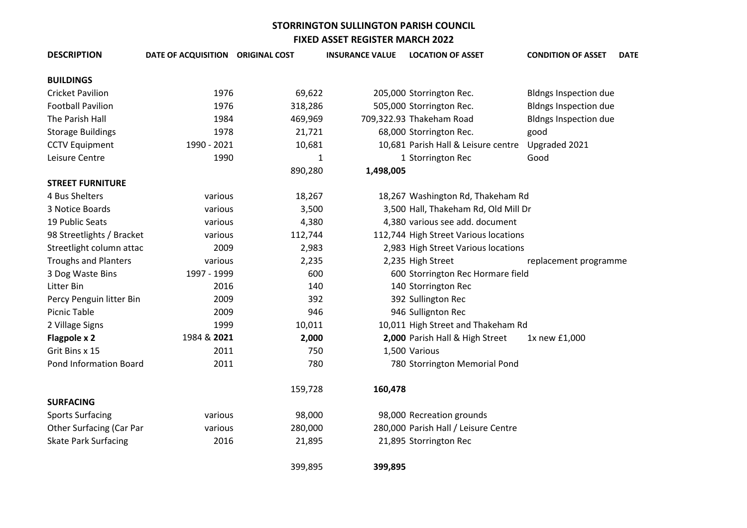# STORRINGTON SULLINGTON PARISH COUNCIL

## FIXED ASSET REGISTER MARCH 2022

| DESCRIPTION | DATE OF ACQUISITION | ORIGINAL COST | INSURANCE VALUE | LOCATION OF ASSET | CONDITION OF ASSET | DATE |
|---|---|---|---|---|---|---|
| **BUILDINGS** | | | | | | |
| Cricket Pavilion | 1976 | 69,622 | 205,000 | Storrington Rec. | Bldngs Inspection due | |
| Football Pavilion | 1976 | 318,286 | 505,000 | Storrington Rec. | Bldngs Inspection due | |
| The Parish Hall | 1984 | 469,969 | 709,322.93 | Thakeham Road | Bldngs Inspection due | |
| Storage Buildings | 1978 | 21,721 | 68,000 | Storrington Rec. | good | |
| CCTV Equipment | 1990 - 2021 | 10,681 | 10,681 | Parish Hall & Leisure centre | Upgraded 2021 | |
| Leisure Centre | 1990 | 1 | 1 | Storrington Rec | Good | |
| | | 890,280 | **1,498,005** | | | |
| **STREET FURNITURE** | | | | | | |
| 4 Bus Shelters | various | 18,267 | 18,267 | Washington Rd, Thakeham Rd | | |
| 3 Notice Boards | various | 3,500 | 3,500 | Hall, Thakeham Rd, Old Mill Dr | | |
| 19 Public Seats | various | 4,380 | 4,380 | various see add. document | | |
| 98 Streetlights / Bracket | various | 112,744 | 112,744 | High Street Various locations | | |
| Streetlight column attac | 2009 | 2,983 | 2,983 | High Street Various locations | | |
| Troughs and Planters | various | 2,235 | 2,235 | High Street | replacement programme | |
| 3 Dog Waste Bins | 1997 - 1999 | 600 | 600 | Storrington Rec Hormare field | | |
| Litter Bin | 2016 | 140 | 140 | Storrington Rec | | |
| Percy Penguin litter Bin | 2009 | 392 | 392 | Sullington Rec | | |
| Picnic Table | 2009 | 946 | 946 | Sullignton Rec | | |
| 2 Village Signs | 1999 | 10,011 | 10,011 | High Street and Thakeham Rd | | |
| **Flagpole x 2** | 1984 & **2021** | **2,000** | **2,000** | Parish Hall & High Street | 1x new £1,000 | |
| Grit Bins x 15 | 2011 | 750 | 1,500 | Various | | |
| Pond Information Board | 2011 | 780 | 780 | Storrington Memorial Pond | | |
| | | 159,728 | **160,478** | | | |
| **SURFACING** | | | | | | |
| Sports Surfacing | various | 98,000 | 98,000 | Recreation grounds | | |
| Other Surfacing (Car Par | various | 280,000 | 280,000 | Parish Hall / Leisure Centre | | |
| Skate Park Surfacing | 2016 | 21,895 | 21,895 | Storrington Rec | | |
| | | 399,895 | **399,895** | | | |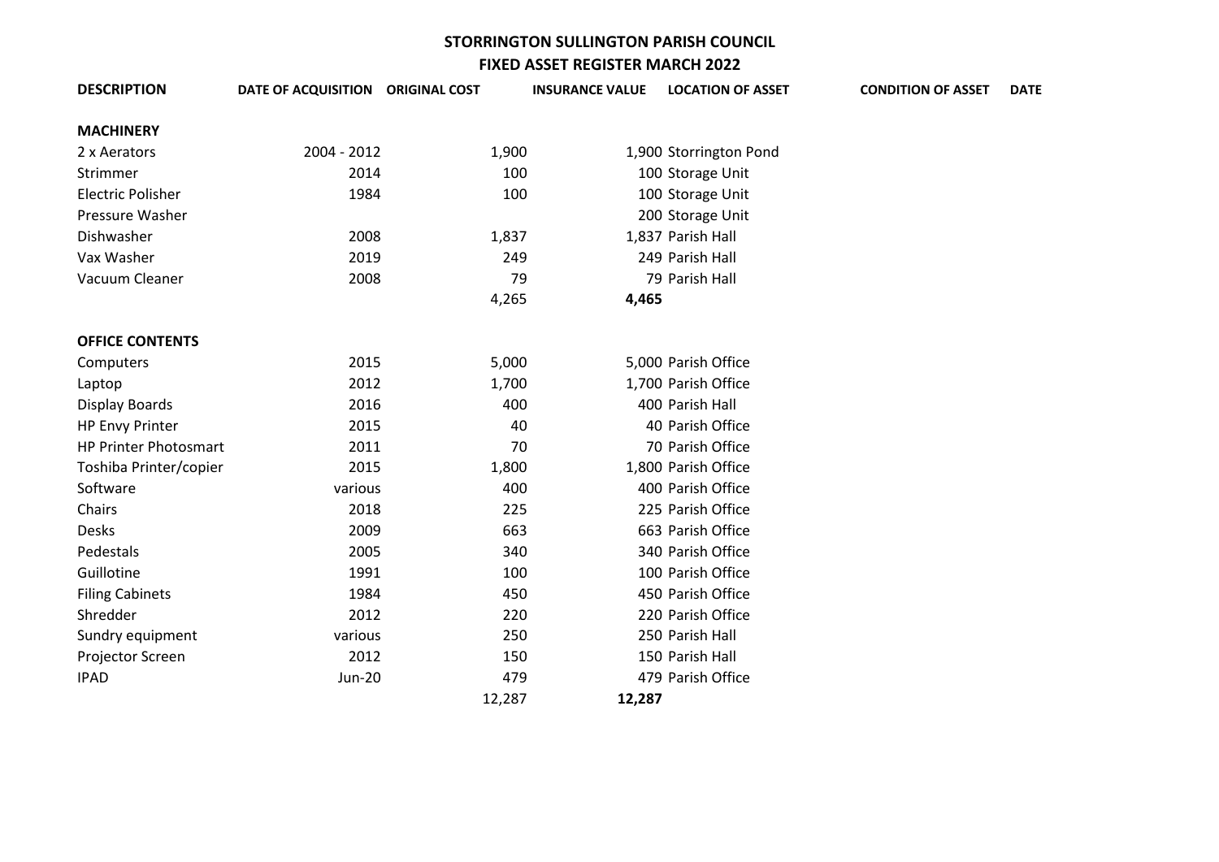# STORRINGTON SULLINGTON PARISH COUNCIL

## FIXED ASSET REGISTER MARCH 2022

| DESCRIPTION | DATE OF ACQUISITION | ORIGINAL COST | INSURANCE VALUE | LOCATION OF ASSET | CONDITION OF ASSET | DATE |
|---|---|---|---|---|---|---|
| **MACHINERY** | | | | | | |
| 2 x Aerators | 2004 - 2012 | 1,900 | 1,900 | Storrington Pond | | |
| Strimmer | 2014 | 100 | 100 | Storage Unit | | |
| Electric Polisher | 1984 | 100 | 100 | Storage Unit | | |
| Pressure Washer | | | 200 | Storage Unit | | |
| Dishwasher | 2008 | 1,837 | 1,837 | Parish Hall | | |
| Vax Washer | 2019 | 249 | 249 | Parish Hall | | |
| Vacuum Cleaner | 2008 | 79 | 79 | Parish Hall | | |
| | | 4,265 | **4,465** | | | |
| **OFFICE CONTENTS** | | | | | | |
| Computers | 2015 | 5,000 | 5,000 | Parish Office | | |
| Laptop | 2012 | 1,700 | 1,700 | Parish Office | | |
| Display Boards | 2016 | 400 | 400 | Parish Hall | | |
| HP Envy Printer | 2015 | 40 | 40 | Parish Office | | |
| HP Printer Photosmart | 2011 | 70 | 70 | Parish Office | | |
| Toshiba Printer/copier | 2015 | 1,800 | 1,800 | Parish Office | | |
| Software | various | 400 | 400 | Parish Office | | |
| Chairs | 2018 | 225 | 225 | Parish Office | | |
| Desks | 2009 | 663 | 663 | Parish Office | | |
| Pedestals | 2005 | 340 | 340 | Parish Office | | |
| Guillotine | 1991 | 100 | 100 | Parish Office | | |
| Filing Cabinets | 1984 | 450 | 450 | Parish Office | | |
| Shredder | 2012 | 220 | 220 | Parish Office | | |
| Sundry equipment | various | 250 | 250 | Parish Hall | | |
| Projector Screen | 2012 | 150 | 150 | Parish Hall | | |
| IPAD | Jun-20 | 479 | 479 | Parish Office | | |
| | | 12,287 | **12,287** | | | |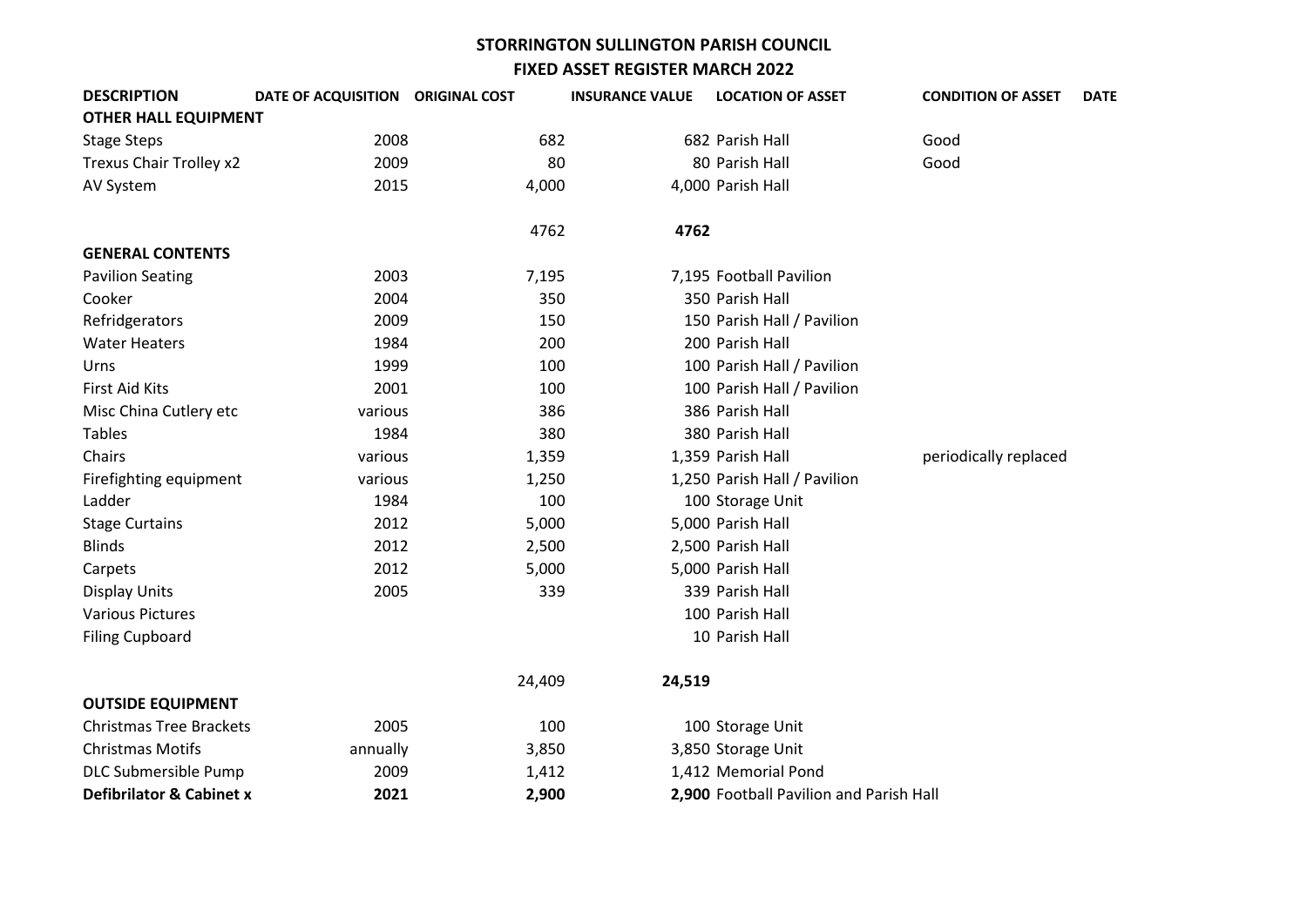# STORRINGTON SULLINGTON PARISH COUNCIL

## FIXED ASSET REGISTER MARCH 2022

| DESCRIPTION | DATE OF ACQUISITION | ORIGINAL COST | INSURANCE VALUE | LOCATION OF ASSET | CONDITION OF ASSET | DATE |
|---|---|---|---|---|---|---|
| **OTHER HALL EQUIPMENT** | | | | | | |
| Stage Steps | 2008 | 682 | 682 | Parish Hall | Good | |
| Trexus Chair Trolley x2 | 2009 | 80 | 80 | Parish Hall | Good | |
| AV System | 2015 | 4,000 | 4,000 | Parish Hall | | |
| | | 4762 | **4762** | | | |
| **GENERAL CONTENTS** | | | | | | |
| Pavilion Seating | 2003 | 7,195 | 7,195 | Football Pavilion | | |
| Cooker | 2004 | 350 | 350 | Parish Hall | | |
| Refridgerators | 2009 | 150 | 150 | Parish Hall / Pavilion | | |
| Water Heaters | 1984 | 200 | 200 | Parish Hall | | |
| Urns | 1999 | 100 | 100 | Parish Hall / Pavilion | | |
| First Aid Kits | 2001 | 100 | 100 | Parish Hall / Pavilion | | |
| Misc China Cutlery etc | various | 386 | 386 | Parish Hall | | |
| Tables | 1984 | 380 | 380 | Parish Hall | | |
| Chairs | various | 1,359 | 1,359 | Parish Hall | periodically replaced | |
| Firefighting equipment | various | 1,250 | 1,250 | Parish Hall / Pavilion | | |
| Ladder | 1984 | 100 | 100 | Storage Unit | | |
| Stage Curtains | 2012 | 5,000 | 5,000 | Parish Hall | | |
| Blinds | 2012 | 2,500 | 2,500 | Parish Hall | | |
| Carpets | 2012 | 5,000 | 5,000 | Parish Hall | | |
| Display Units | 2005 | 339 | 339 | Parish Hall | | |
| Various Pictures | | | 100 | Parish Hall | | |
| Filing Cupboard | | | 10 | Parish Hall | | |
| | | 24,409 | **24,519** | | | |
| **OUTSIDE EQUIPMENT** | | | | | | |
| Christmas Tree Brackets | 2005 | 100 | 100 | Storage Unit | | |
| Christmas Motifs | annually | 3,850 | 3,850 | Storage Unit | | |
| DLC Submersible Pump | 2009 | 1,412 | 1,412 | Memorial Pond | | |
| **Defibrilator & Cabinet x** | **2021** | **2,900** | **2,900** | Football Pavilion and Parish Hall | | |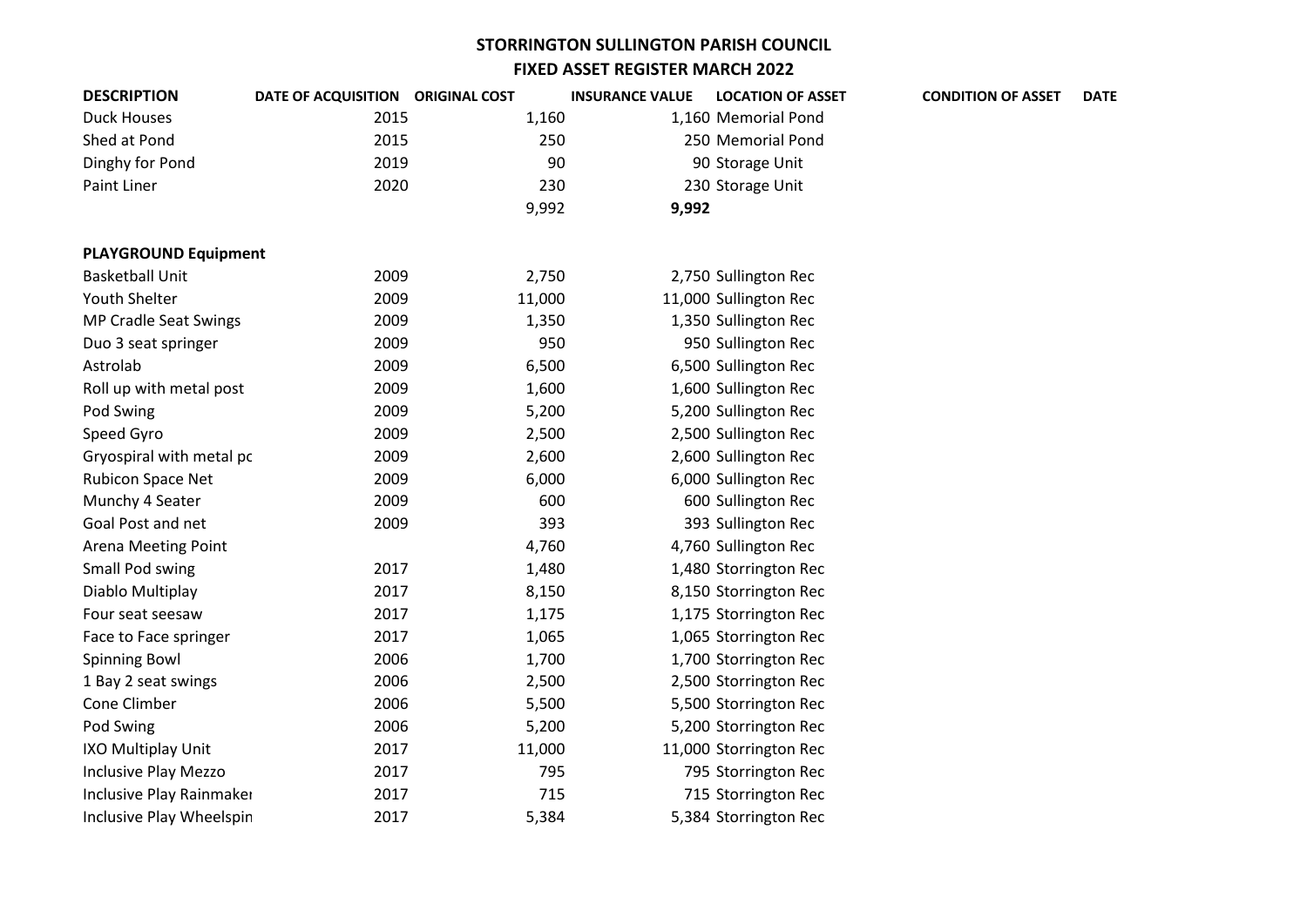## STORRINGTON SULLINGTON PARISH COUNCIL

## FIXED ASSET REGISTER MARCH 2022

| DESCRIPTION | DATE OF ACQUISITION | ORIGINAL COST | INSURANCE VALUE | LOCATION OF ASSET | CONDITION OF ASSET | DATE |
|---|---|---|---|---|---|---|
| Duck Houses | 2015 | 1,160 | 1,160 | Memorial Pond | | |
| Shed at Pond | 2015 | 250 | 250 | Memorial Pond | | |
| Dinghy for Pond | 2019 | 90 | 90 | Storage Unit | | |
| Paint Liner | 2020 | 230 | 230 | Storage Unit | | |
| | | 9,992 | **9,992** | | | |
| | | | | | | |
| **PLAYGROUND Equipment** | | | | | | |
| Basketball Unit | 2009 | 2,750 | 2,750 | Sullington Rec | | |
| Youth Shelter | 2009 | 11,000 | 11,000 | Sullington Rec | | |
| MP Cradle Seat Swings | 2009 | 1,350 | 1,350 | Sullington Rec | | |
| Duo 3 seat springer | 2009 | 950 | 950 | Sullington Rec | | |
| Astrolab | 2009 | 6,500 | 6,500 | Sullington Rec | | |
| Roll up with metal post | 2009 | 1,600 | 1,600 | Sullington Rec | | |
| Pod Swing | 2009 | 5,200 | 5,200 | Sullington Rec | | |
| Speed Gyro | 2009 | 2,500 | 2,500 | Sullington Rec | | |
| Gryospiral with metal pc | 2009 | 2,600 | 2,600 | Sullington Rec | | |
| Rubicon Space Net | 2009 | 6,000 | 6,000 | Sullington Rec | | |
| Munchy 4 Seater | 2009 | 600 | 600 | Sullington Rec | | |
| Goal Post and net | 2009 | 393 | 393 | Sullington Rec | | |
| Arena Meeting Point | | 4,760 | 4,760 | Sullington Rec | | |
| Small Pod swing | 2017 | 1,480 | 1,480 | Storrington Rec | | |
| Diablo Multiplay | 2017 | 8,150 | 8,150 | Storrington Rec | | |
| Four seat seesaw | 2017 | 1,175 | 1,175 | Storrington Rec | | |
| Face to Face springer | 2017 | 1,065 | 1,065 | Storrington Rec | | |
| Spinning Bowl | 2006 | 1,700 | 1,700 | Storrington Rec | | |
| 1 Bay 2 seat swings | 2006 | 2,500 | 2,500 | Storrington Rec | | |
| Cone Climber | 2006 | 5,500 | 5,500 | Storrington Rec | | |
| Pod Swing | 2006 | 5,200 | 5,200 | Storrington Rec | | |
| IXO Multiplay Unit | 2017 | 11,000 | 11,000 | Storrington Rec | | |
| Inclusive Play Mezzo | 2017 | 795 | 795 | Storrington Rec | | |
| Inclusive Play Rainmaker | 2017 | 715 | 715 | Storrington Rec | | |
| Inclusive Play Wheelspin | 2017 | 5,384 | 5,384 | Storrington Rec | | |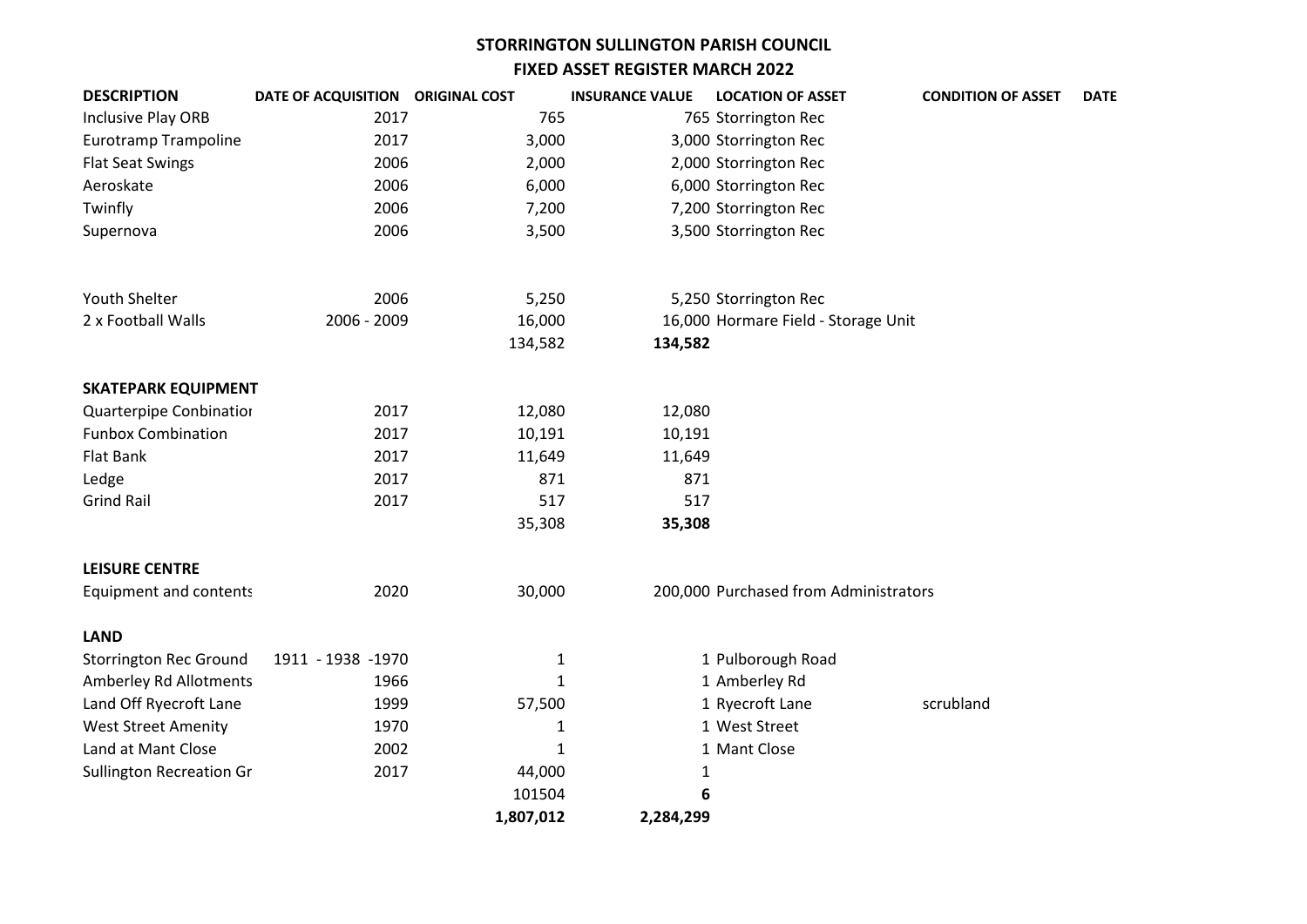# STORRINGTON SULLINGTON PARISH COUNCIL

## FIXED ASSET REGISTER MARCH 2022

| DESCRIPTION | DATE OF ACQUISITION | ORIGINAL COST | INSURANCE VALUE | LOCATION OF ASSET | CONDITION OF ASSET | DATE |
|---|---|---|---|---|---|---|
| Inclusive Play ORB | 2017 | 765 | 765 | Storrington Rec | | |
| Eurotramp Trampoline | 2017 | 3,000 | 3,000 | Storrington Rec | | |
| Flat Seat Swings | 2006 | 2,000 | 2,000 | Storrington Rec | | |
| Aeroskate | 2006 | 6,000 | 6,000 | Storrington Rec | | |
| Twinfly | 2006 | 7,200 | 7,200 | Storrington Rec | | |
| Supernova | 2006 | 3,500 | 3,500 | Storrington Rec | | |
| | | | | | | |
| Youth Shelter | 2006 | 5,250 | 5,250 | Storrington Rec | | |
| 2 x Football Walls | 2006 - 2009 | 16,000 | 16,000 | Hormare Field - Storage Unit | | |
| | | 134,582 | **134,582** | | | |
| **SKATEPARK EQUIPMENT** | | | | | | |
| Quarterpipe Conbinatior | 2017 | 12,080 | 12,080 | | | |
| Funbox Combination | 2017 | 10,191 | 10,191 | | | |
| Flat Bank | 2017 | 11,649 | 11,649 | | | |
| Ledge | 2017 | 871 | 871 | | | |
| Grind Rail | 2017 | 517 | 517 | | | |
| | | 35,308 | **35,308** | | | |
| **LEISURE CENTRE** | | | | | | |
| Equipment and contents | 2020 | 30,000 | 200,000 | Purchased from Administrators | | |
| **LAND** | | | | | | |
| Storrington Rec Ground | 1911 - 1938 -1970 | 1 | 1 | Pulborough Road | | |
| Amberley Rd Allotments | 1966 | 1 | 1 | Amberley Rd | | |
| Land Off Ryecroft Lane | 1999 | 57,500 | 1 | Ryecroft Lane | scrubland | |
| West Street Amenity | 1970 | 1 | 1 | West Street | | |
| Land at Mant Close | 2002 | 1 | 1 | Mant Close | | |
| Sullington Recreation Gr | 2017 | 44,000 | 1 | | | |
| | | 101504 | **6** | | | |
| | | **1,807,012** | **2,284,299** | | | |